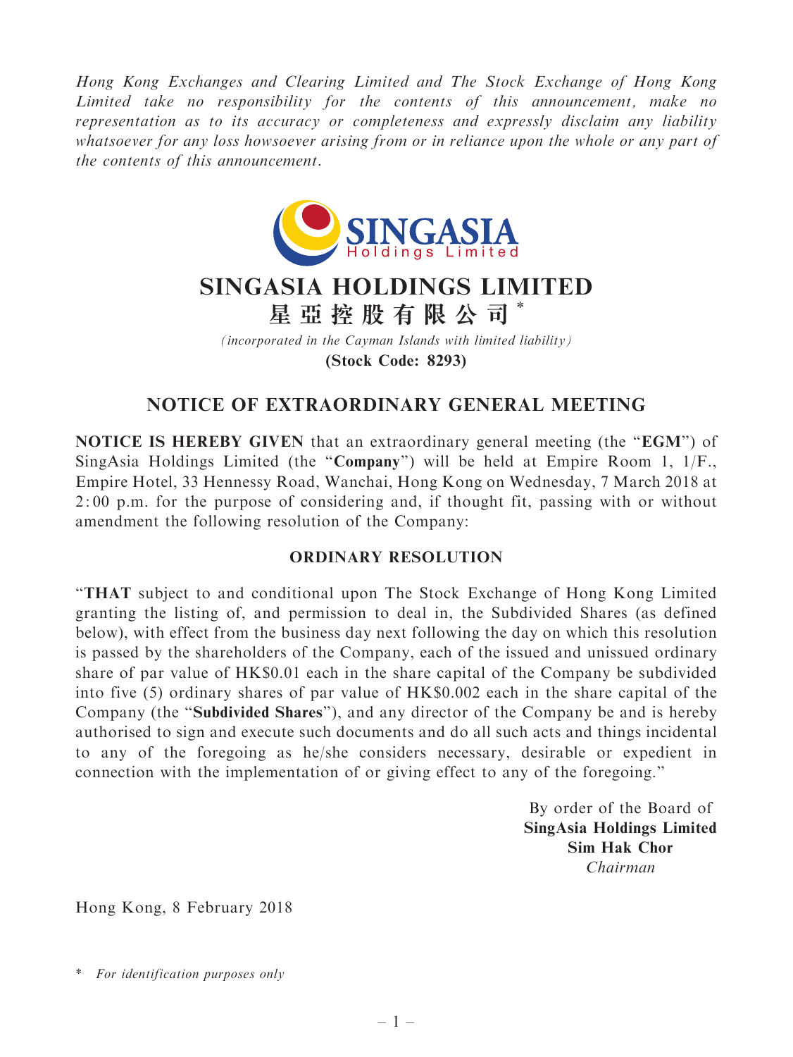*Hong Kong Exchanges and Clearing Limited and The Stock Exchange of Hong Kong Limited take no responsibility for the contents of this announcement, make no representation as to its accuracy or completeness and expressly disclaim any liability whatsoever for any loss howsoever arising from or in reliance upon the whole or any part of the contents of this announcement.*

# SINGASIA HOLDINGS LIMITED

# 星亞控股有限公司*

*(incorporated in the Cayman Islands with limited liability)*

**(Stock Code: 8293)**

## NOTICE OF EXTRAORDINARY GENERAL MEETING

**NOTICE IS HEREBY GIVEN** that an extraordinary general meeting (the "**EGM**") of SingAsia Holdings Limited (the "**Company**") will be held at Empire Room 1, 1/F., Empire Hotel, 33 Hennessy Road, Wanchai, Hong Kong on Wednesday, 7 March 2018 at 2:00 p.m. for the purpose of considering and, if thought fit, passing with or without amendment the following resolution of the Company:

### ORDINARY RESOLUTION

"**THAT** subject to and conditional upon The Stock Exchange of Hong Kong Limited granting the listing of, and permission to deal in, the Subdivided Shares (as defined below), with effect from the business day next following the day on which this resolution is passed by the shareholders of the Company, each of the issued and unissued ordinary share of par value of HK$0.01 each in the share capital of the Company be subdivided into five (5) ordinary shares of par value of HK$0.002 each in the share capital of the Company (the "**Subdivided Shares**"), and any director of the Company be and is hereby authorised to sign and execute such documents and do all such acts and things incidental to any of the foregoing as he/she considers necessary, desirable or expedient in connection with the implementation of or giving effect to any of the foregoing."

By order of the Board of
**SingAsia Holdings Limited**
**Sim Hak Chor**
*Chairman*

Hong Kong, 8 February 2018

\* *For identification purposes only*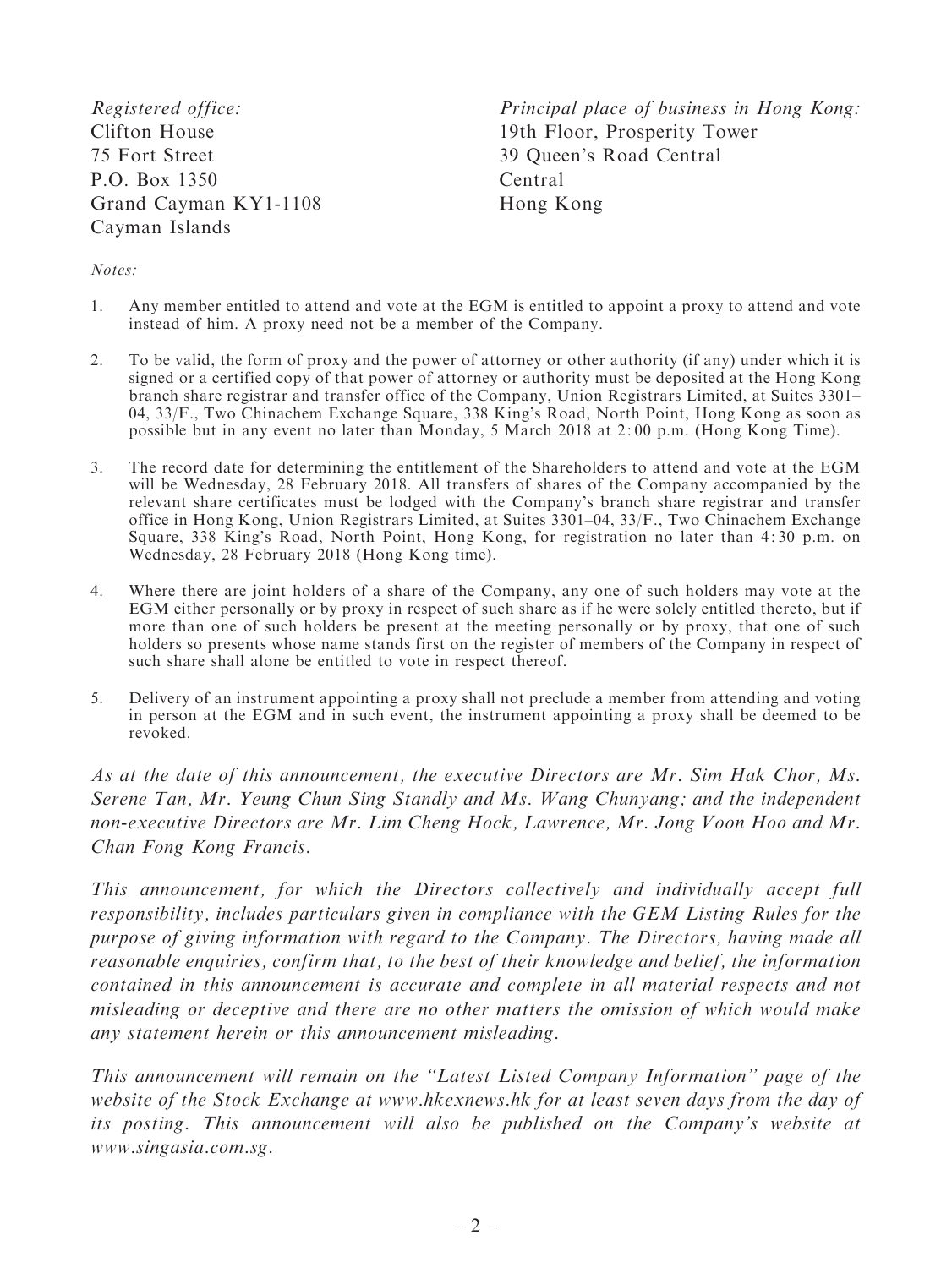*Registered office:*
Clifton House
75 Fort Street
P.O. Box 1350
Grand Cayman KY1-1108
Cayman Islands

*Principal place of business in Hong Kong:*
19th Floor, Prosperity Tower
39 Queen's Road Central
Central
Hong Kong

*Notes:*

1. Any member entitled to attend and vote at the EGM is entitled to appoint a proxy to attend and vote instead of him. A proxy need not be a member of the Company.

2. To be valid, the form of proxy and the power of attorney or other authority (if any) under which it is signed or a certified copy of that power of attorney or authority must be deposited at the Hong Kong branch share registrar and transfer office of the Company, Union Registrars Limited, at Suites 3301–04, 33/F., Two Chinachem Exchange Square, 338 King's Road, North Point, Hong Kong as soon as possible but in any event no later than Monday, 5 March 2018 at 2:00 p.m. (Hong Kong Time).

3. The record date for determining the entitlement of the Shareholders to attend and vote at the EGM will be Wednesday, 28 February 2018. All transfers of shares of the Company accompanied by the relevant share certificates must be lodged with the Company's branch share registrar and transfer office in Hong Kong, Union Registrars Limited, at Suites 3301–04, 33/F., Two Chinachem Exchange Square, 338 King's Road, North Point, Hong Kong, for registration no later than 4:30 p.m. on Wednesday, 28 February 2018 (Hong Kong time).

4. Where there are joint holders of a share of the Company, any one of such holders may vote at the EGM either personally or by proxy in respect of such share as if he were solely entitled thereto, but if more than one of such holders be present at the meeting personally or by proxy, that one of such holders so presents whose name stands first on the register of members of the Company in respect of such share shall alone be entitled to vote in respect thereof.

5. Delivery of an instrument appointing a proxy shall not preclude a member from attending and voting in person at the EGM and in such event, the instrument appointing a proxy shall be deemed to be revoked.

*As at the date of this announcement, the executive Directors are Mr. Sim Hak Chor, Ms. Serene Tan, Mr. Yeung Chun Sing Standly and Ms. Wang Chunyang; and the independent non-executive Directors are Mr. Lim Cheng Hock, Lawrence, Mr. Jong Voon Hoo and Mr. Chan Fong Kong Francis.*

*This announcement, for which the Directors collectively and individually accept full responsibility, includes particulars given in compliance with the GEM Listing Rules for the purpose of giving information with regard to the Company. The Directors, having made all reasonable enquiries, confirm that, to the best of their knowledge and belief, the information contained in this announcement is accurate and complete in all material respects and not misleading or deceptive and there are no other matters the omission of which would make any statement herein or this announcement misleading.*

*This announcement will remain on the "Latest Listed Company Information" page of the website of the Stock Exchange at www.hkexnews.hk for at least seven days from the day of its posting. This announcement will also be published on the Company's website at www.singasia.com.sg.*